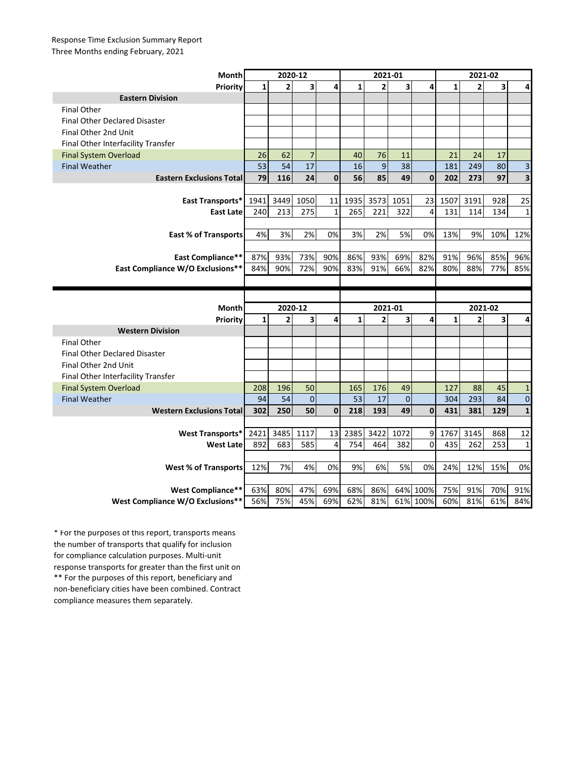Response Time Exclusion Summary Report
Three Months ending February, 2021

| Month | 2020-12 | | | | 2021-01 | | | | 2021-02 | | | |
|---|---|---|---|---|---|---|---|---|---|---|---|---|
| Priority | 1 | 2 | 3 | 4 | 1 | 2 | 3 | 4 | 1 | 2 | 3 | 4 |
| **Eastern Division** | | | | | | | | | | | | |
| Final Other | | | | | | | | | | | | |
| Final Other Declared Disaster | | | | | | | | | | | | |
| Final Other 2nd Unit | | | | | | | | | | | | |
| Final Other Interfacility Transfer | | | | | | | | | | | | |
| Final System Overload | 26 | 62 | 7 | | 40 | 76 | 11 | | 21 | 24 | 17 | |
| Final Weather | 53 | 54 | 17 | | 16 | 9 | 38 | | 181 | 249 | 80 | 3 |
| **Eastern Exclusions Total** | **79** | **116** | **24** | **0** | **56** | **85** | **49** | **0** | **202** | **273** | **97** | **3** |
| | | | | | | | | | | | | |
| **East Transports*** | 1941 | 3449 | 1050 | 11 | 1935 | 3573 | 1051 | 23 | 1507 | 3191 | 928 | 25 |
| **East Late** | 240 | 213 | 275 | 1 | 265 | 221 | 322 | 4 | 131 | 114 | 134 | 1 |
| | | | | | | | | | | | | |
| **East % of Transports** | 4% | 3% | 2% | 0% | 3% | 2% | 5% | 0% | 13% | 9% | 10% | 12% |
| | | | | | | | | | | | | |
| **East Compliance**** | 87% | 93% | 73% | 90% | 86% | 93% | 69% | 82% | 91% | 96% | 85% | 96% |
| **East Compliance W/O Exclusions**** | 84% | 90% | 72% | 90% | 83% | 91% | 66% | 82% | 80% | 88% | 77% | 85% |

| Month | 2020-12 | | | | 2021-01 | | | | 2021-02 | | | |
|---|---|---|---|---|---|---|---|---|---|---|---|---|
| Priority | 1 | 2 | 3 | 4 | 1 | 2 | 3 | 4 | 1 | 2 | 3 | 4 |
| **Western Division** | | | | | | | | | | | | |
| Final Other | | | | | | | | | | | | |
| Final Other Declared Disaster | | | | | | | | | | | | |
| Final Other 2nd Unit | | | | | | | | | | | | |
| Final Other Interfacility Transfer | | | | | | | | | | | | |
| Final System Overload | 208 | 196 | 50 | | 165 | 176 | 49 | | 127 | 88 | 45 | 1 |
| Final Weather | 94 | 54 | 0 | | 53 | 17 | 0 | | 304 | 293 | 84 | 0 |
| **Western Exclusions Total** | **302** | **250** | **50** | **0** | **218** | **193** | **49** | **0** | **431** | **381** | **129** | **1** |
| | | | | | | | | | | | | |
| **West Transports*** | 2421 | 3485 | 1117 | 13 | 2385 | 3422 | 1072 | 9 | 1767 | 3145 | 868 | 12 |
| **West Late** | 892 | 683 | 585 | 4 | 754 | 464 | 382 | 0 | 435 | 262 | 253 | 1 |
| | | | | | | | | | | | | |
| **West % of Transports** | 12% | 7% | 4% | 0% | 9% | 6% | 5% | 0% | 24% | 12% | 15% | 0% |
| | | | | | | | | | | | | |
| **West Compliance**** | 63% | 80% | 47% | 69% | 68% | 86% | 64% | 100% | 75% | 91% | 70% | 91% |
| **West Compliance W/O Exclusions**** | 56% | 75% | 45% | 69% | 62% | 81% | 61% | 100% | 60% | 81% | 61% | 84% |

* For the purposes of this report, transports means the number of transports that qualify for inclusion for compliance calculation purposes. Multi-unit response transports for greater than the first unit on
** For the purposes of this report, beneficiary and non-beneficiary cities have been combined. Contract compliance measures them separately.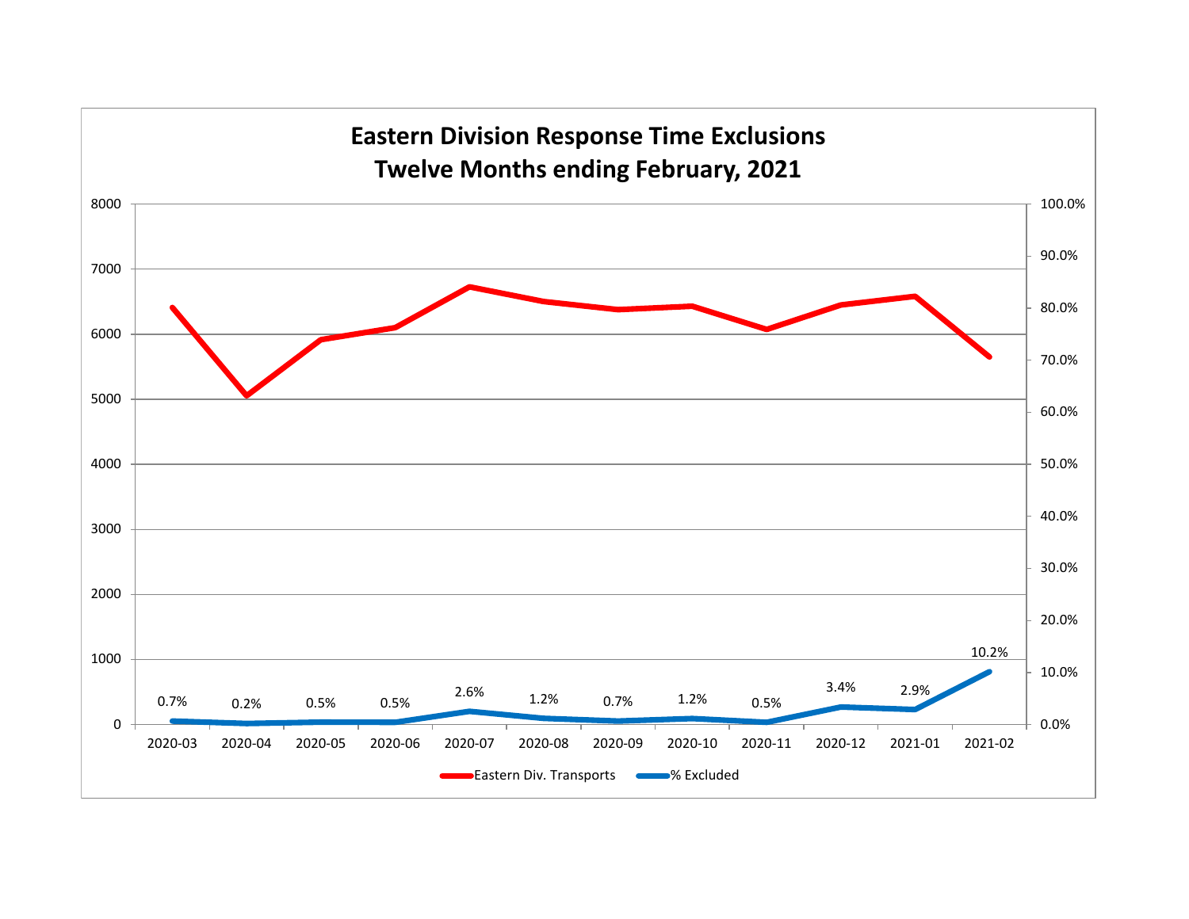# Eastern Division Response Time Exclusions
## Twelve Months ending February, 2021

| Month | % Excluded |
|---|---|
| 2020-03 | 0.7% |
| 2020-04 | 0.2% |
| 2020-05 | 0.5% |
| 2020-06 | 0.5% |
| 2020-07 | 2.6% |
| 2020-08 | 1.2% |
| 2020-09 | 0.7% |
| 2020-10 | 1.2% |
| 2020-11 | 0.5% |
| 2020-12 | 3.4% |
| 2021-01 | 2.9% |
| 2021-02 | 10.2% |

Eastern Div. Transports — % Excluded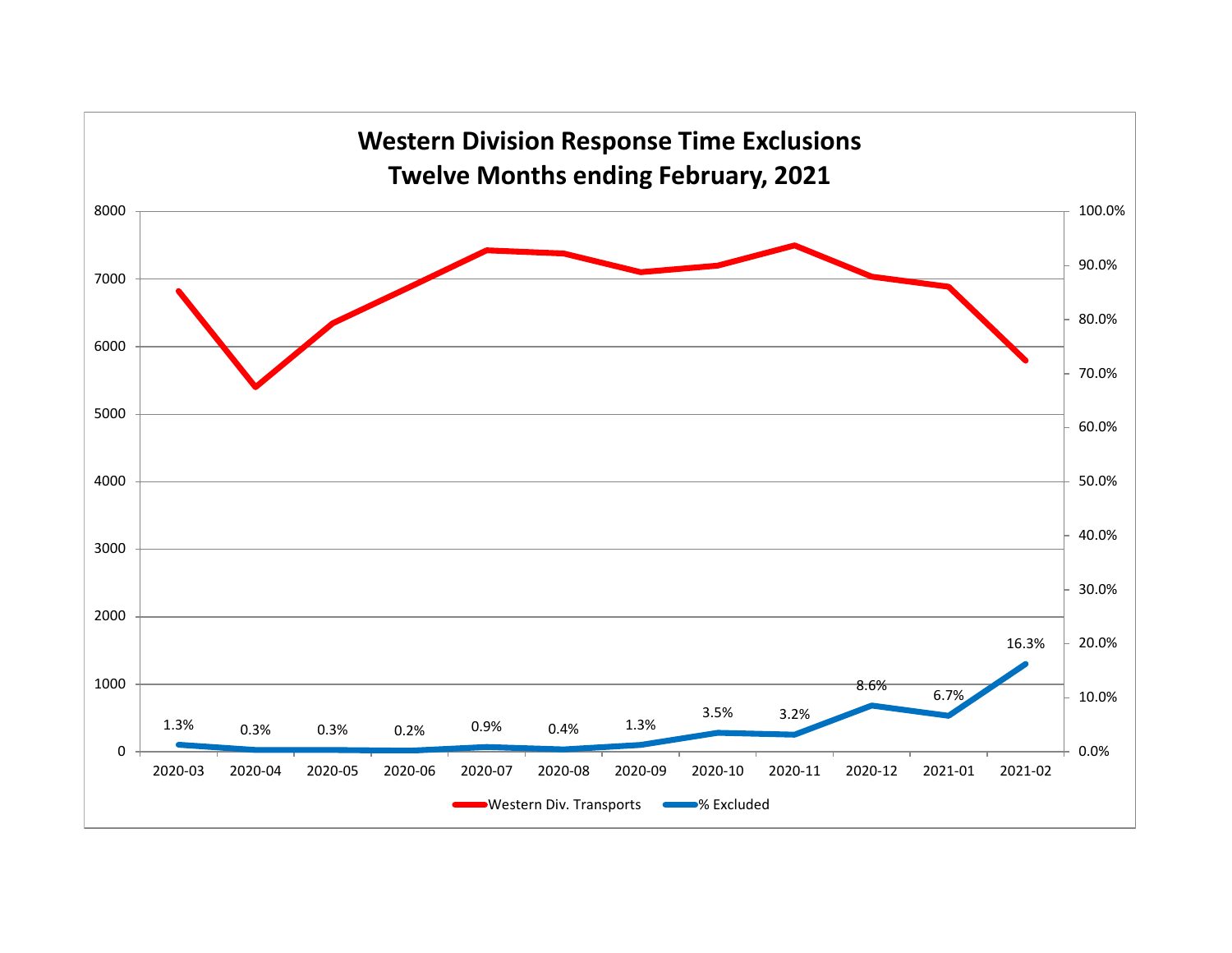# Western Division Response Time Exclusions
## Twelve Months ending February, 2021

8000
7000
6000
5000
4000
3000
2000
1000
0

100.0%
90.0%
80.0%
70.0%
60.0%
50.0%
40.0%
30.0%
20.0%
10.0%
0.0%

1.3%
0.3%
0.3%
0.2%
0.9%
0.4%
1.3%
3.5%
3.2%
8.6%
6.7%
16.3%

2020-03
2020-04
2020-05
2020-06
2020-07
2020-08
2020-09
2020-10
2020-11
2020-12
2021-01
2021-02

Western Div. Transports
% Excluded